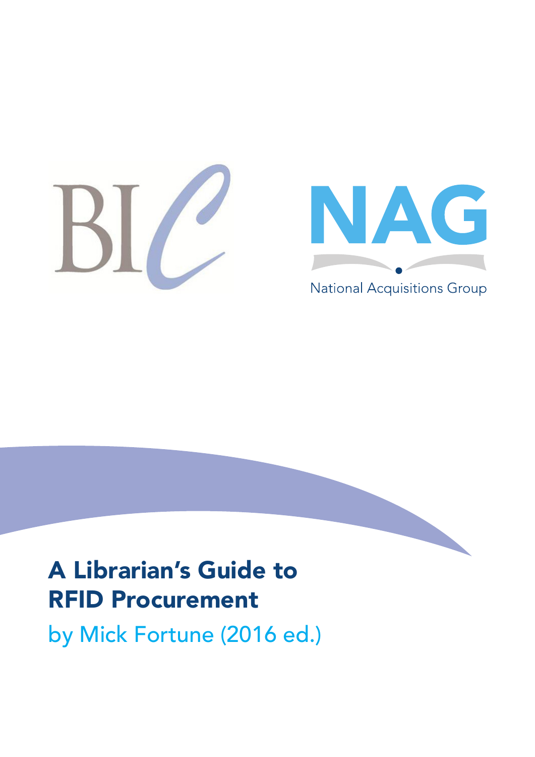BIC

NAG

National Acquisitions Group

# A Librarian's Guide to RFID Procurement

by Mick Fortune (2016 ed.)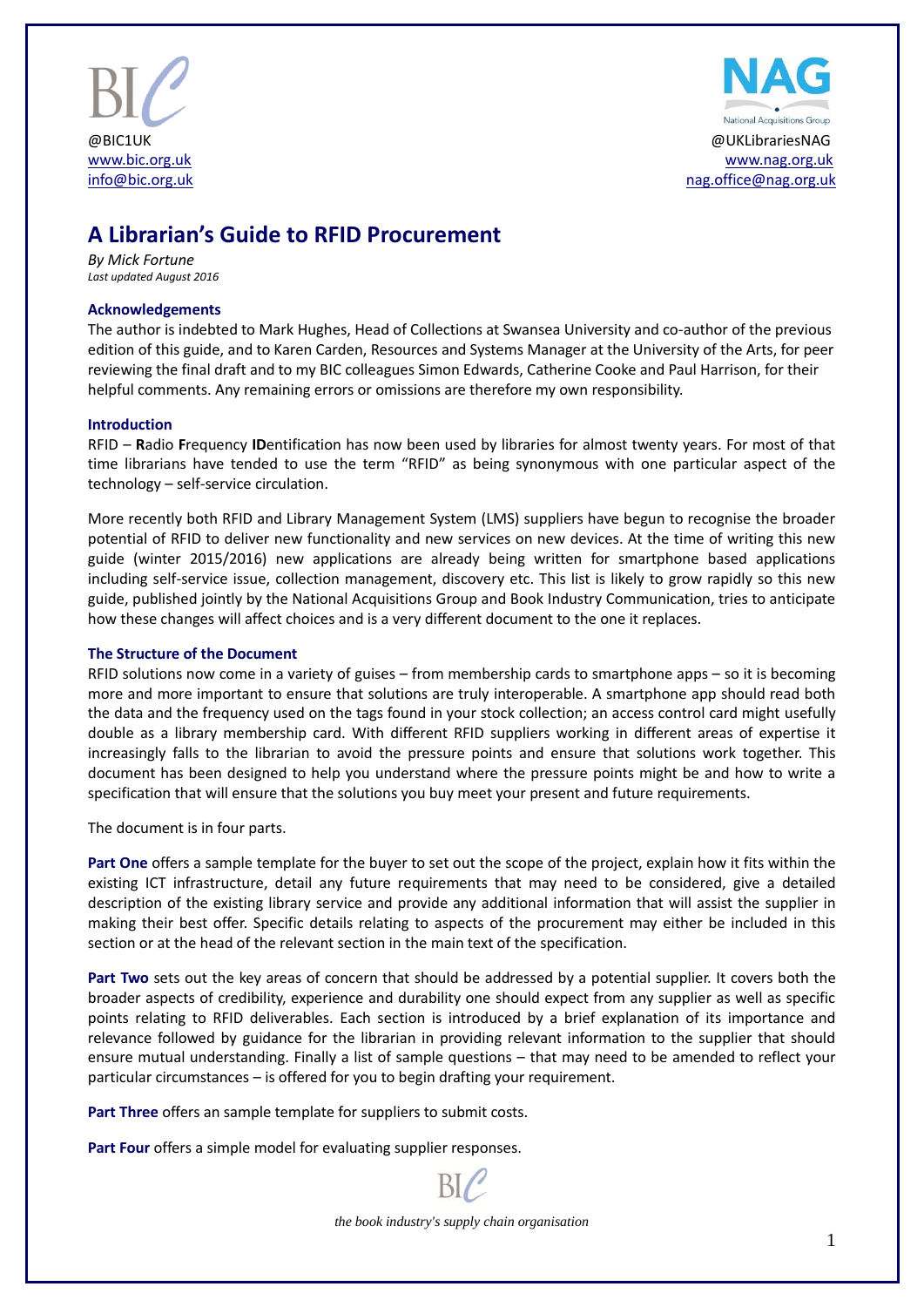@BIC1UK
www.bic.org.uk
info@bic.org.uk

@UKLibrariesNAG
www.nag.org.uk
nag.office@nag.org.uk

# A Librarian's Guide to RFID Procurement

*By Mick Fortune*
*Last updated August 2016*

### Acknowledgements

The author is indebted to Mark Hughes, Head of Collections at Swansea University and co-author of the previous edition of this guide, and to Karen Carden, Resources and Systems Manager at the University of the Arts, for peer reviewing the final draft and to my BIC colleagues Simon Edwards, Catherine Cooke and Paul Harrison, for their helpful comments. Any remaining errors or omissions are therefore my own responsibility.

### Introduction

RFID – **R**adio **F**requency **ID**entification has now been used by libraries for almost twenty years. For most of that time librarians have tended to use the term "RFID" as being synonymous with one particular aspect of the technology – self-service circulation.

More recently both RFID and Library Management System (LMS) suppliers have begun to recognise the broader potential of RFID to deliver new functionality and new services on new devices. At the time of writing this new guide (winter 2015/2016) new applications are already being written for smartphone based applications including self-service issue, collection management, discovery etc. This list is likely to grow rapidly so this new guide, published jointly by the National Acquisitions Group and Book Industry Communication, tries to anticipate how these changes will affect choices and is a very different document to the one it replaces.

### The Structure of the Document

RFID solutions now come in a variety of guises – from membership cards to smartphone apps – so it is becoming more and more important to ensure that solutions are truly interoperable. A smartphone app should read both the data and the frequency used on the tags found in your stock collection; an access control card might usefully double as a library membership card. With different RFID suppliers working in different areas of expertise it increasingly falls to the librarian to avoid the pressure points and ensure that solutions work together. This document has been designed to help you understand where the pressure points might be and how to write a specification that will ensure that the solutions you buy meet your present and future requirements.

The document is in four parts.

**Part One** offers a sample template for the buyer to set out the scope of the project, explain how it fits within the existing ICT infrastructure, detail any future requirements that may need to be considered, give a detailed description of the existing library service and provide any additional information that will assist the supplier in making their best offer. Specific details relating to aspects of the procurement may either be included in this section or at the head of the relevant section in the main text of the specification.

**Part Two** sets out the key areas of concern that should be addressed by a potential supplier. It covers both the broader aspects of credibility, experience and durability one should expect from any supplier as well as specific points relating to RFID deliverables. Each section is introduced by a brief explanation of its importance and relevance followed by guidance for the librarian in providing relevant information to the supplier that should ensure mutual understanding. Finally a list of sample questions – that may need to be amended to reflect your particular circumstances – is offered for you to begin drafting your requirement.

**Part Three** offers an sample template for suppliers to submit costs.

**Part Four** offers a simple model for evaluating supplier responses.

*the book industry's supply chain organisation*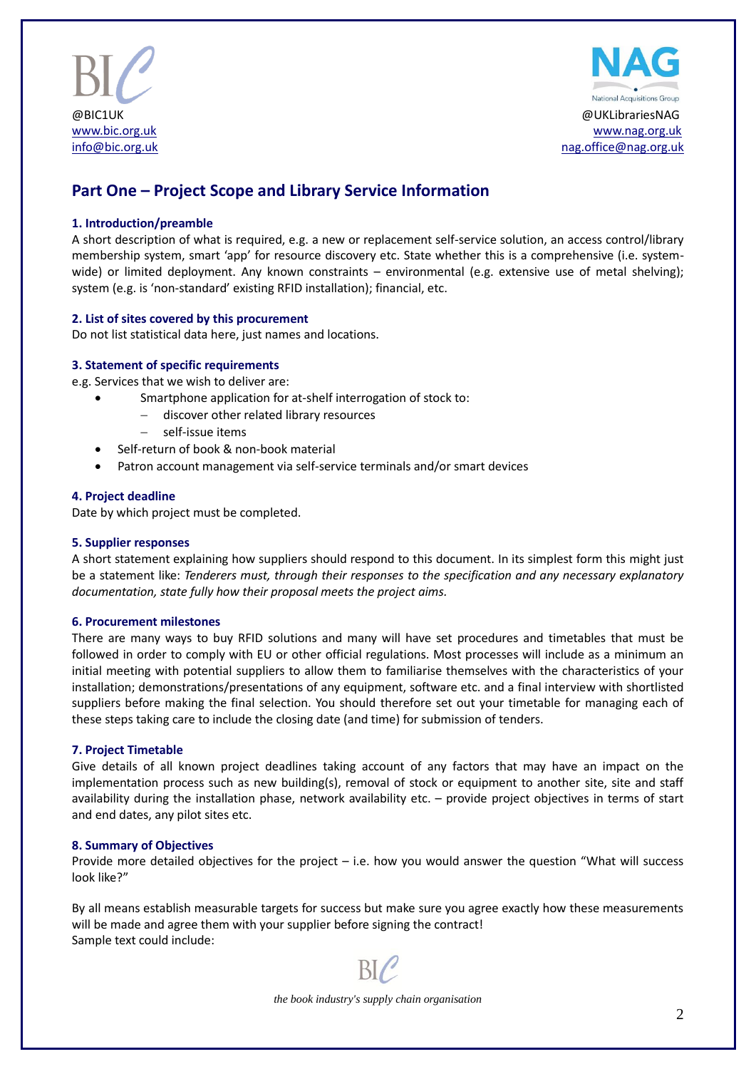@BIC1UK
www.bic.org.uk
info@bic.org.uk

@UKLibrariesNAG
www.nag.org.uk
nag.office@nag.org.uk

## Part One – Project Scope and Library Service Information

### 1. Introduction/preamble

A short description of what is required, e.g. a new or replacement self-service solution, an access control/library membership system, smart 'app' for resource discovery etc. State whether this is a comprehensive (i.e. system-wide) or limited deployment. Any known constraints – environmental (e.g. extensive use of metal shelving); system (e.g. is 'non-standard' existing RFID installation); financial, etc.

### 2. List of sites covered by this procurement

Do not list statistical data here, just names and locations.

### 3. Statement of specific requirements

e.g. Services that we wish to deliver are:

- Smartphone application for at-shelf interrogation of stock to:
  - discover other related library resources
  - self-issue items
- Self-return of book & non-book material
- Patron account management via self-service terminals and/or smart devices

### 4. Project deadline

Date by which project must be completed.

### 5. Supplier responses

A short statement explaining how suppliers should respond to this document. In its simplest form this might just be a statement like: *Tenderers must, through their responses to the specification and any necessary explanatory documentation, state fully how their proposal meets the project aims.*

### 6. Procurement milestones

There are many ways to buy RFID solutions and many will have set procedures and timetables that must be followed in order to comply with EU or other official regulations. Most processes will include as a minimum an initial meeting with potential suppliers to allow them to familiarise themselves with the characteristics of your installation; demonstrations/presentations of any equipment, software etc. and a final interview with shortlisted suppliers before making the final selection. You should therefore set out your timetable for managing each of these steps taking care to include the closing date (and time) for submission of tenders.

### 7. Project Timetable

Give details of all known project deadlines taking account of any factors that may have an impact on the implementation process such as new building(s), removal of stock or equipment to another site, site and staff availability during the installation phase, network availability etc. – provide project objectives in terms of start and end dates, any pilot sites etc.

### 8. Summary of Objectives

Provide more detailed objectives for the project – i.e. how you would answer the question "What will success look like?"

By all means establish measurable targets for success but make sure you agree exactly how these measurements will be made and agree them with your supplier before signing the contract!
Sample text could include: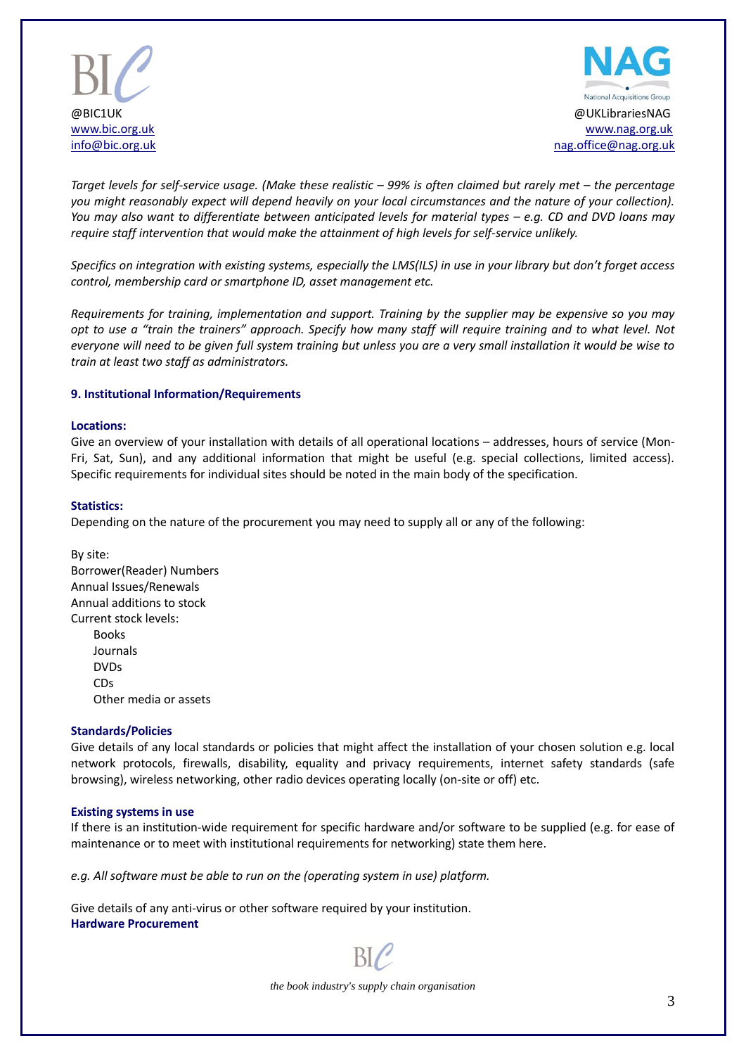*Target levels for self-service usage. (Make these realistic – 99% is often claimed but rarely met – the percentage you might reasonably expect will depend heavily on your local circumstances and the nature of your collection). You may also want to differentiate between anticipated levels for material types – e.g. CD and DVD loans may require staff intervention that would make the attainment of high levels for self-service unlikely.*

*Specifics on integration with existing systems, especially the LMS(ILS) in use in your library but don't forget access control, membership card or smartphone ID, asset management etc.*

*Requirements for training, implementation and support. Training by the supplier may be expensive so you may opt to use a "train the trainers" approach. Specify how many staff will require training and to what level. Not everyone will need to be given full system training but unless you are a very small installation it would be wise to train at least two staff as administrators.*

### 9. Institutional Information/Requirements

**Locations:**

Give an overview of your installation with details of all operational locations – addresses, hours of service (Mon-Fri, Sat, Sun), and any additional information that might be useful (e.g. special collections, limited access). Specific requirements for individual sites should be noted in the main body of the specification.

**Statistics:**

Depending on the nature of the procurement you may need to supply all or any of the following:

By site:
Borrower(Reader) Numbers
Annual Issues/Renewals
Annual additions to stock
Current stock levels:

- Books
- Journals
- DVDs
- CDs
- Other media or assets

**Standards/Policies**

Give details of any local standards or policies that might affect the installation of your chosen solution e.g. local network protocols, firewalls, disability, equality and privacy requirements, internet safety standards (safe browsing), wireless networking, other radio devices operating locally (on-site or off) etc.

**Existing systems in use**

If there is an institution-wide requirement for specific hardware and/or software to be supplied (e.g. for ease of maintenance or to meet with institutional requirements for networking) state them here.

*e.g. All software must be able to run on the (operating system in use) platform.*

Give details of any anti-virus or other software required by your institution.

**Hardware Procurement**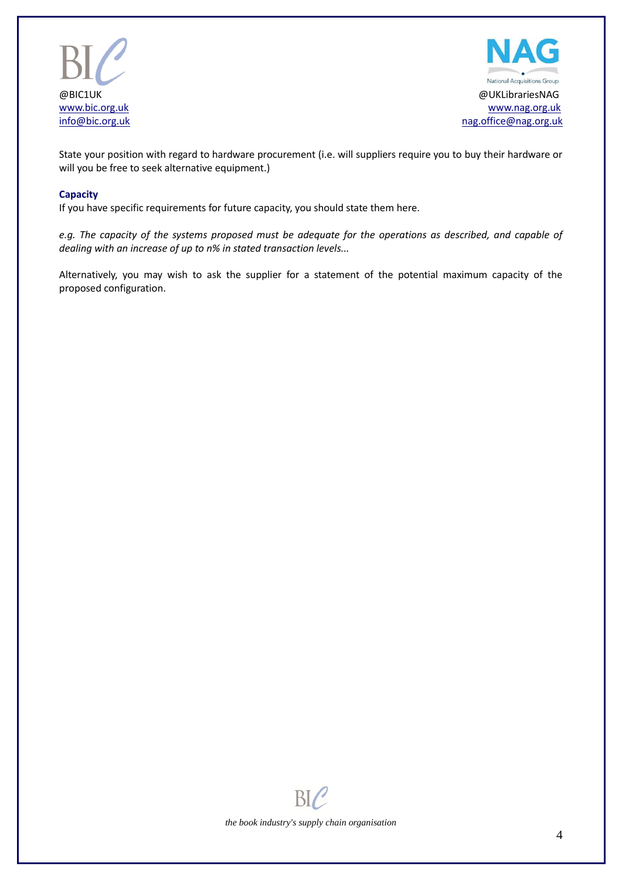State your position with regard to hardware procurement (i.e. will suppliers require you to buy their hardware or will you be free to seek alternative equipment.)

**Capacity**

If you have specific requirements for future capacity, you should state them here.

*e.g. The capacity of the systems proposed must be adequate for the operations as described, and capable of dealing with an increase of up to n% in stated transaction levels...*

Alternatively, you may wish to ask the supplier for a statement of the potential maximum capacity of the proposed configuration.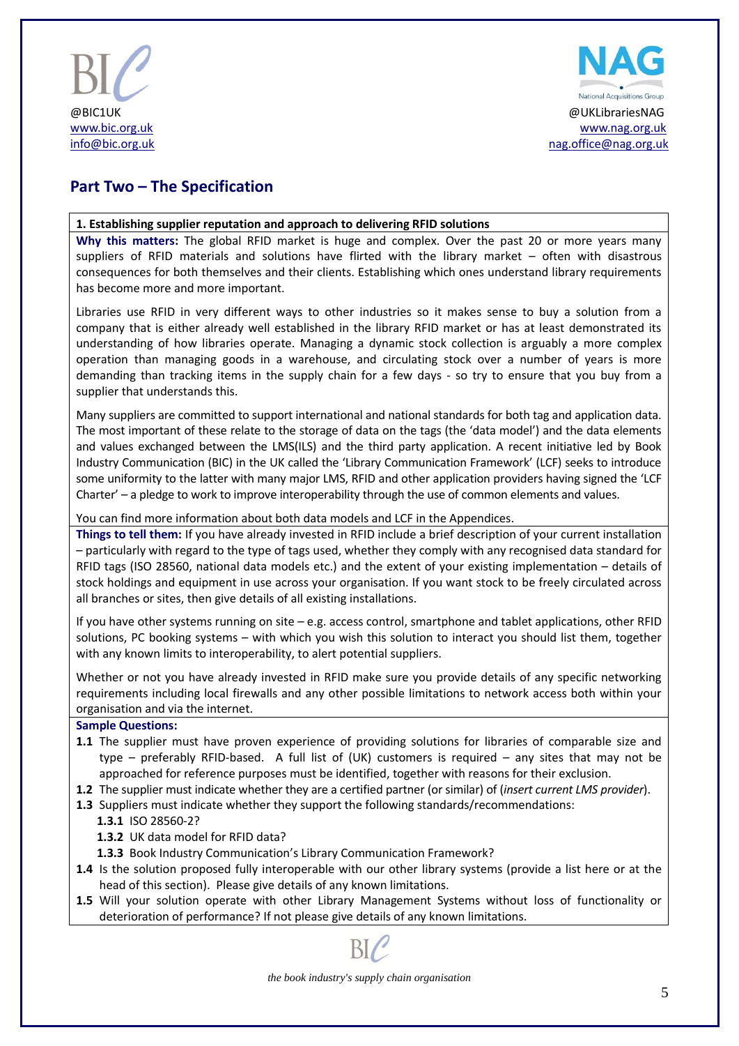## Part Two – The Specification

**1. Establishing supplier reputation and approach to delivering RFID solutions**

**Why this matters:** The global RFID market is huge and complex. Over the past 20 or more years many suppliers of RFID materials and solutions have flirted with the library market – often with disastrous consequences for both themselves and their clients. Establishing which ones understand library requirements has become more and more important.

Libraries use RFID in very different ways to other industries so it makes sense to buy a solution from a company that is either already well established in the library RFID market or has at least demonstrated its understanding of how libraries operate. Managing a dynamic stock collection is arguably a more complex operation than managing goods in a warehouse, and circulating stock over a number of years is more demanding than tracking items in the supply chain for a few days - so try to ensure that you buy from a supplier that understands this.

Many suppliers are committed to support international and national standards for both tag and application data. The most important of these relate to the storage of data on the tags (the 'data model') and the data elements and values exchanged between the LMS(ILS) and the third party application. A recent initiative led by Book Industry Communication (BIC) in the UK called the 'Library Communication Framework' (LCF) seeks to introduce some uniformity to the latter with many major LMS, RFID and other application providers having signed the 'LCF Charter' – a pledge to work to improve interoperability through the use of common elements and values.

You can find more information about both data models and LCF in the Appendices.

**Things to tell them:** If you have already invested in RFID include a brief description of your current installation – particularly with regard to the type of tags used, whether they comply with any recognised data standard for RFID tags (ISO 28560, national data models etc.) and the extent of your existing implementation – details of stock holdings and equipment in use across your organisation. If you want stock to be freely circulated across all branches or sites, then give details of all existing installations.

If you have other systems running on site – e.g. access control, smartphone and tablet applications, other RFID solutions, PC booking systems – with which you wish this solution to interact you should list them, together with any known limits to interoperability, to alert potential suppliers.

Whether or not you have already invested in RFID make sure you provide details of any specific networking requirements including local firewalls and any other possible limitations to network access both within your organisation and via the internet.

**Sample Questions:**

- **1.1** The supplier must have proven experience of providing solutions for libraries of comparable size and type – preferably RFID-based. A full list of (UK) customers is required – any sites that may not be approached for reference purposes must be identified, together with reasons for their exclusion.
- **1.2** The supplier must indicate whether they are a certified partner (or similar) of (*insert current LMS provider*).
- **1.3** Suppliers must indicate whether they support the following standards/recommendations:
  - **1.3.1** ISO 28560-2?
  - **1.3.2** UK data model for RFID data?
  - **1.3.3** Book Industry Communication's Library Communication Framework?
- **1.4** Is the solution proposed fully interoperable with our other library systems (provide a list here or at the head of this section). Please give details of any known limitations.
- **1.5** Will your solution operate with other Library Management Systems without loss of functionality or deterioration of performance? If not please give details of any known limitations.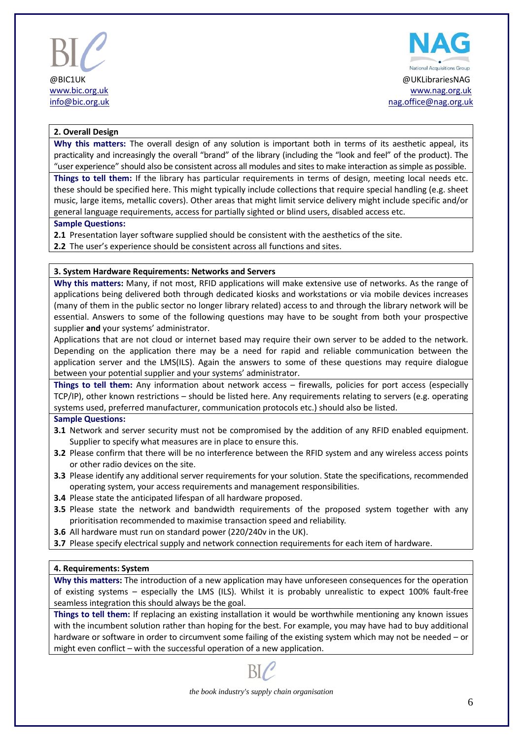### 2. Overall Design

**Why this matters:** The overall design of any solution is important both in terms of its aesthetic appeal, its practicality and increasingly the overall "brand" of the library (including the "look and feel" of the product). The "user experience" should also be consistent across all modules and sites to make interaction as simple as possible.

**Things to tell them:** If the library has particular requirements in terms of design, meeting local needs etc. these should be specified here. This might typically include collections that require special handling (e.g. sheet music, large items, metallic covers). Other areas that might limit service delivery might include specific and/or general language requirements, access for partially sighted or blind users, disabled access etc.

**Sample Questions:**

**2.1** Presentation layer software supplied should be consistent with the aesthetics of the site.

**2.2** The user's experience should be consistent across all functions and sites.

### 3. System Hardware Requirements: Networks and Servers

**Why this matters:** Many, if not most, RFID applications will make extensive use of networks. As the range of applications being delivered both through dedicated kiosks and workstations or via mobile devices increases (many of them in the public sector no longer library related) access to and through the library network will be essential. Answers to some of the following questions may have to be sought from both your prospective supplier **and** your systems' administrator.

Applications that are not cloud or internet based may require their own server to be added to the network. Depending on the application there may be a need for rapid and reliable communication between the application server and the LMS(ILS). Again the answers to some of these questions may require dialogue between your potential supplier and your systems' administrator.

**Things to tell them:** Any information about network access – firewalls, policies for port access (especially TCP/IP), other known restrictions – should be listed here. Any requirements relating to servers (e.g. operating systems used, preferred manufacturer, communication protocols etc.) should also be listed.

**Sample Questions:**

**3.1** Network and server security must not be compromised by the addition of any RFID enabled equipment. Supplier to specify what measures are in place to ensure this.

**3.2** Please confirm that there will be no interference between the RFID system and any wireless access points or other radio devices on the site.

**3.3** Please identify any additional server requirements for your solution. State the specifications, recommended operating system, your access requirements and management responsibilities.

**3.4** Please state the anticipated lifespan of all hardware proposed.

**3.5** Please state the network and bandwidth requirements of the proposed system together with any prioritisation recommended to maximise transaction speed and reliability.

**3.6** All hardware must run on standard power (220/240v in the UK).

**3.7** Please specify electrical supply and network connection requirements for each item of hardware.

### 4. Requirements: System

**Why this matters:** The introduction of a new application may have unforeseen consequences for the operation of existing systems – especially the LMS (ILS). Whilst it is probably unrealistic to expect 100% fault-free seamless integration this should always be the goal.

**Things to tell them:** If replacing an existing installation it would be worthwhile mentioning any known issues with the incumbent solution rather than hoping for the best. For example, you may have had to buy additional hardware or software in order to circumvent some failing of the existing system which may not be needed – or might even conflict – with the successful operation of a new application.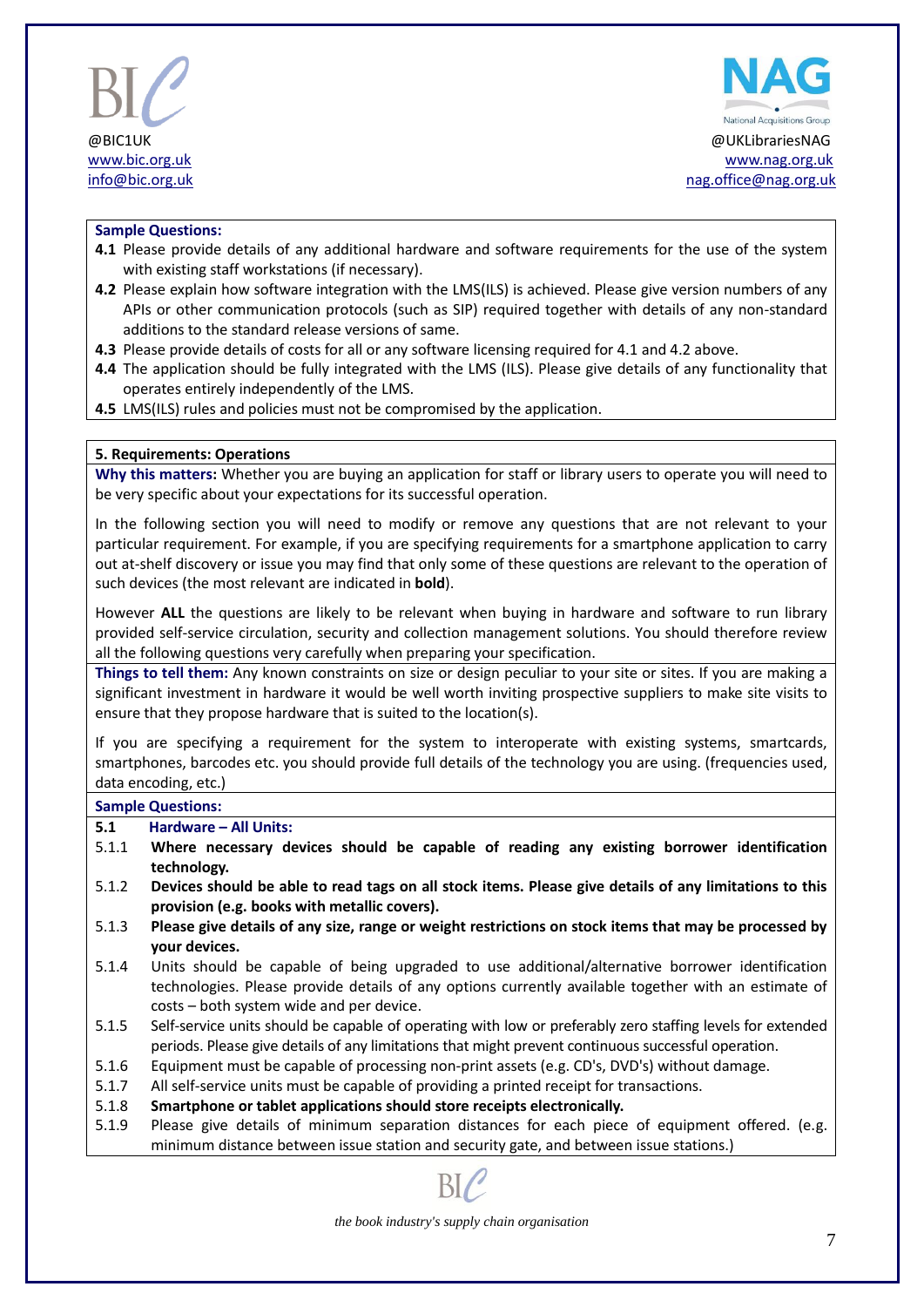**Sample Questions:**

**4.1** Please provide details of any additional hardware and software requirements for the use of the system with existing staff workstations (if necessary).

**4.2** Please explain how software integration with the LMS(ILS) is achieved. Please give version numbers of any APIs or other communication protocols (such as SIP) required together with details of any non-standard additions to the standard release versions of same.

**4.3** Please provide details of costs for all or any software licensing required for 4.1 and 4.2 above.

**4.4** The application should be fully integrated with the LMS (ILS). Please give details of any functionality that operates entirely independently of the LMS.

**4.5** LMS(ILS) rules and policies must not be compromised by the application.

## 5. Requirements: Operations

**Why this matters:** Whether you are buying an application for staff or library users to operate you will need to be very specific about your expectations for its successful operation.

In the following section you will need to modify or remove any questions that are not relevant to your particular requirement. For example, if you are specifying requirements for a smartphone application to carry out at-shelf discovery or issue you may find that only some of these questions are relevant to the operation of such devices (the most relevant are indicated in **bold**).

However **ALL** the questions are likely to be relevant when buying in hardware and software to run library provided self-service circulation, security and collection management solutions. You should therefore review all the following questions very carefully when preparing your specification.

**Things to tell them:** Any known constraints on size or design peculiar to your site or sites. If you are making a significant investment in hardware it would be well worth inviting prospective suppliers to make site visits to ensure that they propose hardware that is suited to the location(s).

If you are specifying a requirement for the system to interoperate with existing systems, smartcards, smartphones, barcodes etc. you should provide full details of the technology you are using. (frequencies used, data encoding, etc.)

**Sample Questions:**

**5.1 Hardware – All Units:**

5.1.1 **Where necessary devices should be capable of reading any existing borrower identification technology.**

5.1.2 **Devices should be able to read tags on all stock items. Please give details of any limitations to this provision (e.g. books with metallic covers).**

5.1.3 **Please give details of any size, range or weight restrictions on stock items that may be processed by your devices.**

5.1.4 Units should be capable of being upgraded to use additional/alternative borrower identification technologies. Please provide details of any options currently available together with an estimate of costs – both system wide and per device.

5.1.5 Self-service units should be capable of operating with low or preferably zero staffing levels for extended periods. Please give details of any limitations that might prevent continuous successful operation.

5.1.6 Equipment must be capable of processing non-print assets (e.g. CD's, DVD's) without damage.

5.1.7 All self-service units must be capable of providing a printed receipt for transactions.

5.1.8 **Smartphone or tablet applications should store receipts electronically.**

5.1.9 Please give details of minimum separation distances for each piece of equipment offered. (e.g. minimum distance between issue station and security gate, and between issue stations.)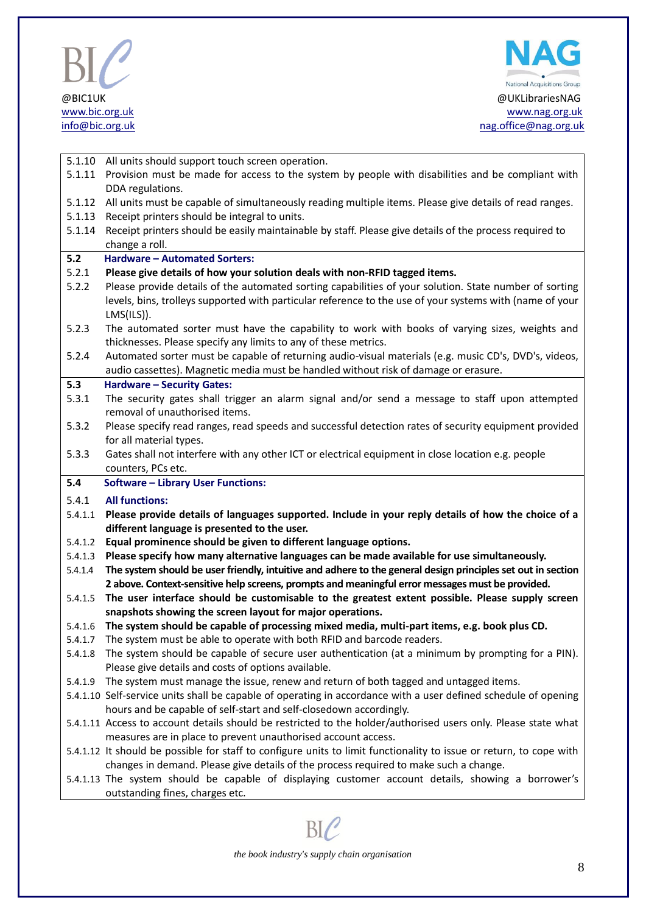| | |
|---|---|
| 5.1.10 | All units should support touch screen operation. |
| 5.1.11 | Provision must be made for access to the system by people with disabilities and be compliant with DDA regulations. |
| 5.1.12 | All units must be capable of simultaneously reading multiple items. Please give details of read ranges. |
| 5.1.13 | Receipt printers should be integral to units. |
| 5.1.14 | Receipt printers should be easily maintainable by staff. Please give details of the process required to change a roll. |
| **5.2** | **Hardware – Automated Sorters:** |
| 5.2.1 | **Please give details of how your solution deals with non-RFID tagged items.** |
| 5.2.2 | Please provide details of the automated sorting capabilities of your solution. State number of sorting levels, bins, trolleys supported with particular reference to the use of your systems with (name of your LMS(ILS)). |
| 5.2.3 | The automated sorter must have the capability to work with books of varying sizes, weights and thicknesses. Please specify any limits to any of these metrics. |
| 5.2.4 | Automated sorter must be capable of returning audio-visual materials (e.g. music CD's, DVD's, videos, audio cassettes). Magnetic media must be handled without risk of damage or erasure. |
| **5.3** | **Hardware – Security Gates:** |
| 5.3.1 | The security gates shall trigger an alarm signal and/or send a message to staff upon attempted removal of unauthorised items. |
| 5.3.2 | Please specify read ranges, read speeds and successful detection rates of security equipment provided for all material types. |
| 5.3.3 | Gates shall not interfere with any other ICT or electrical equipment in close location e.g. people counters, PCs etc. |
| **5.4** | **Software – Library User Functions:** |
| 5.4.1 | **All functions:** |
| 5.4.1.1 | **Please provide details of languages supported. Include in your reply details of how the choice of a different language is presented to the user.** |
| 5.4.1.2 | **Equal prominence should be given to different language options.** |
| 5.4.1.3 | **Please specify how many alternative languages can be made available for use simultaneously.** |
| 5.4.1.4 | **The system should be user friendly, intuitive and adhere to the general design principles set out in section 2 above. Context-sensitive help screens, prompts and meaningful error messages must be provided.** |
| 5.4.1.5 | **The user interface should be customisable to the greatest extent possible. Please supply screen snapshots showing the screen layout for major operations.** |
| 5.4.1.6 | **The system should be capable of processing mixed media, multi-part items, e.g. book plus CD.** |
| 5.4.1.7 | The system must be able to operate with both RFID and barcode readers. |
| 5.4.1.8 | The system should be capable of secure user authentication (at a minimum by prompting for a PIN). Please give details and costs of options available. |
| 5.4.1.9 | The system must manage the issue, renew and return of both tagged and untagged items. |
| 5.4.1.10 | Self-service units shall be capable of operating in accordance with a user defined schedule of opening hours and be capable of self-start and self-closedown accordingly. |
| 5.4.1.11 | Access to account details should be restricted to the holder/authorised users only. Please state what measures are in place to prevent unauthorised account access. |
| 5.4.1.12 | It should be possible for staff to configure units to limit functionality to issue or return, to cope with changes in demand. Please give details of the process required to make such a change. |
| 5.4.1.13 | The system should be capable of displaying customer account details, showing a borrower's outstanding fines, charges etc. |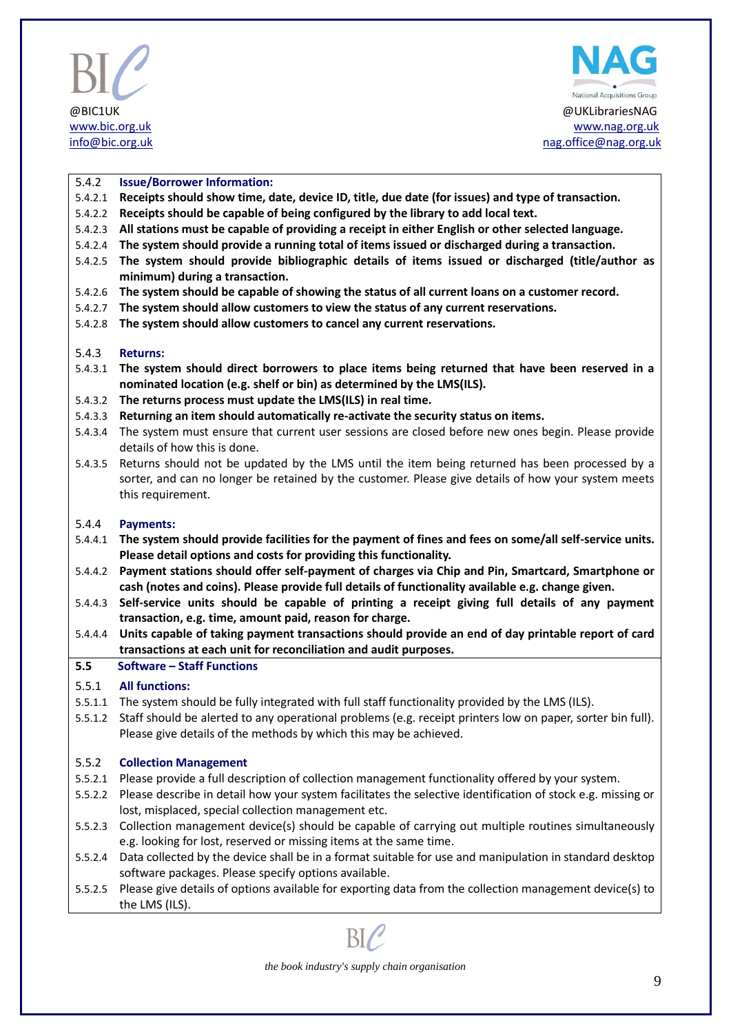5.4.2 **Issue/Borrower Information:**

5.4.2.1 **Receipts should show time, date, device ID, title, due date (for issues) and type of transaction.**

5.4.2.2 **Receipts should be capable of being configured by the library to add local text.**

5.4.2.3 **All stations must be capable of providing a receipt in either English or other selected language.**

5.4.2.4 **The system should provide a running total of items issued or discharged during a transaction.**

5.4.2.5 **The system should provide bibliographic details of items issued or discharged (title/author as minimum) during a transaction.**

5.4.2.6 **The system should be capable of showing the status of all current loans on a customer record.**

5.4.2.7 **The system should allow customers to view the status of any current reservations.**

5.4.2.8 **The system should allow customers to cancel any current reservations.**

5.4.3 **Returns:**

5.4.3.1 **The system should direct borrowers to place items being returned that have been reserved in a nominated location (e.g. shelf or bin) as determined by the LMS(ILS).**

5.4.3.2 **The returns process must update the LMS(ILS) in real time.**

5.4.3.3 **Returning an item should automatically re-activate the security status on items.**

5.4.3.4 The system must ensure that current user sessions are closed before new ones begin. Please provide details of how this is done.

5.4.3.5 Returns should not be updated by the LMS until the item being returned has been processed by a sorter, and can no longer be retained by the customer. Please give details of how your system meets this requirement.

5.4.4 **Payments:**

5.4.4.1 **The system should provide facilities for the payment of fines and fees on some/all self-service units. Please detail options and costs for providing this functionality.**

5.4.4.2 **Payment stations should offer self-payment of charges via Chip and Pin, Smartcard, Smartphone or cash (notes and coins). Please provide full details of functionality available e.g. change given.**

5.4.4.3 **Self-service units should be capable of printing a receipt giving full details of any payment transaction, e.g. time, amount paid, reason for charge.**

5.4.4.4 **Units capable of taking payment transactions should provide an end of day printable report of card transactions at each unit for reconciliation and audit purposes.**

## 5.5 Software – Staff Functions

5.5.1 **All functions:**

5.5.1.1 The system should be fully integrated with full staff functionality provided by the LMS (ILS).

5.5.1.2 Staff should be alerted to any operational problems (e.g. receipt printers low on paper, sorter bin full). Please give details of the methods by which this may be achieved.

5.5.2 **Collection Management**

5.5.2.1 Please provide a full description of collection management functionality offered by your system.

5.5.2.2 Please describe in detail how your system facilitates the selective identification of stock e.g. missing or lost, misplaced, special collection management etc.

5.5.2.3 Collection management device(s) should be capable of carrying out multiple routines simultaneously e.g. looking for lost, reserved or missing items at the same time.

5.5.2.4 Data collected by the device shall be in a format suitable for use and manipulation in standard desktop software packages. Please specify options available.

5.5.2.5 Please give details of options available for exporting data from the collection management device(s) to the LMS (ILS).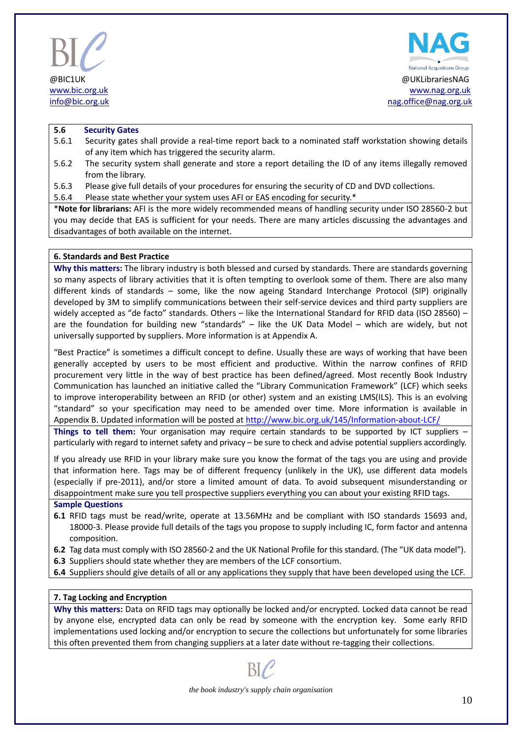### 5.6 Security Gates

5.6.1 Security gates shall provide a real-time report back to a nominated staff workstation showing details of any item which has triggered the security alarm.

5.6.2 The security system shall generate and store a report detailing the ID of any items illegally removed from the library.

5.6.3 Please give full details of your procedures for ensuring the security of CD and DVD collections.

5.6.4 Please state whether your system uses AFI or EAS encoding for security.*

*__Note for librarians:__ AFI is the more widely recommended means of handling security under ISO 28560-2 but you may decide that EAS is sufficient for your needs. There are many articles discussing the advantages and disadvantages of both available on the internet.

### 6. Standards and Best Practice

**Why this matters:** The library industry is both blessed and cursed by standards. There are standards governing so many aspects of library activities that it is often tempting to overlook some of them. There are also many different kinds of standards – some, like the now ageing Standard Interchange Protocol (SIP) originally developed by 3M to simplify communications between their self-service devices and third party suppliers are widely accepted as "de facto" standards. Others – like the International Standard for RFID data (ISO 28560) – are the foundation for building new "standards" – like the UK Data Model – which are widely, but not universally supported by suppliers. More information is at Appendix A.

"Best Practice" is sometimes a difficult concept to define. Usually these are ways of working that have been generally accepted by users to be most efficient and productive. Within the narrow confines of RFID procurement very little in the way of best practice has been defined/agreed. Most recently Book Industry Communication has launched an initiative called the "Library Communication Framework" (LCF) which seeks to improve interoperability between an RFID (or other) system and an existing LMS(ILS). This is an evolving "standard" so your specification may need to be amended over time. More information is available in Appendix B. Updated information will be posted at http://www.bic.org.uk/145/Information-about-LCF/

**Things to tell them:** Your organisation may require certain standards to be supported by ICT suppliers – particularly with regard to internet safety and privacy – be sure to check and advise potential suppliers accordingly.

If you already use RFID in your library make sure you know the format of the tags you are using and provide that information here. Tags may be of different frequency (unlikely in the UK), use different data models (especially if pre-2011), and/or store a limited amount of data. To avoid subsequent misunderstanding or disappointment make sure you tell prospective suppliers everything you can about your existing RFID tags.

**Sample Questions**

**6.1** RFID tags must be read/write, operate at 13.56MHz and be compliant with ISO standards 15693 and, 18000-3. Please provide full details of the tags you propose to supply including IC, form factor and antenna composition.

**6.2** Tag data must comply with ISO 28560-2 and the UK National Profile for this standard. (The "UK data model").

**6.3** Suppliers should state whether they are members of the LCF consortium.

**6.4** Suppliers should give details of all or any applications they supply that have been developed using the LCF.

### 7. Tag Locking and Encryption

**Why this matters:** Data on RFID tags may optionally be locked and/or encrypted. Locked data cannot be read by anyone else, encrypted data can only be read by someone with the encryption key. Some early RFID implementations used locking and/or encryption to secure the collections but unfortunately for some libraries this often prevented them from changing suppliers at a later date without re-tagging their collections.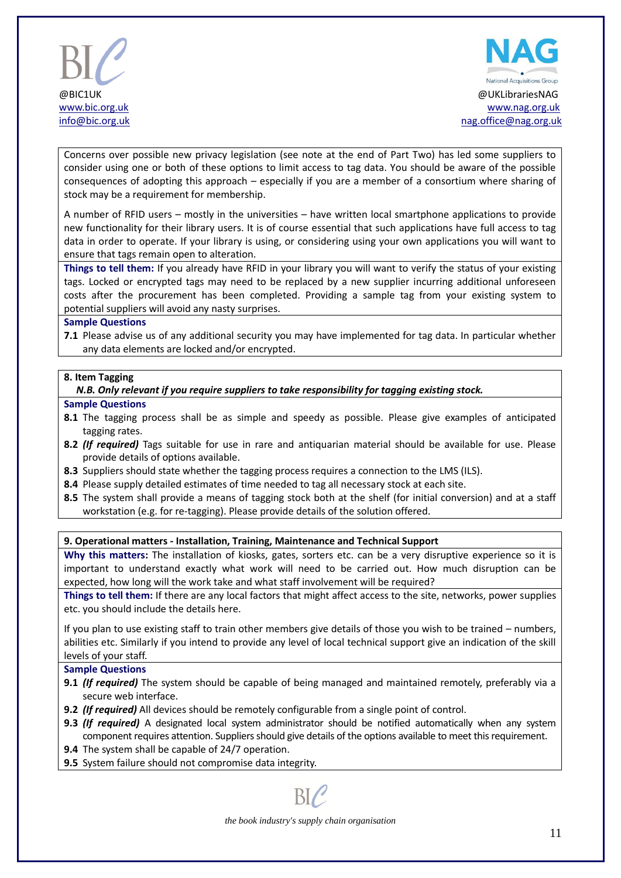Concerns over possible new privacy legislation (see note at the end of Part Two) has led some suppliers to consider using one or both of these options to limit access to tag data. You should be aware of the possible consequences of adopting this approach – especially if you are a member of a consortium where sharing of stock may be a requirement for membership.

A number of RFID users – mostly in the universities – have written local smartphone applications to provide new functionality for their library users. It is of course essential that such applications have full access to tag data in order to operate. If your library is using, or considering using your own applications you will want to ensure that tags remain open to alteration.

**Things to tell them:** If you already have RFID in your library you will want to verify the status of your existing tags. Locked or encrypted tags may need to be replaced by a new supplier incurring additional unforeseen costs after the procurement has been completed. Providing a sample tag from your existing system to potential suppliers will avoid any nasty surprises.

**Sample Questions**

**7.1** Please advise us of any additional security you may have implemented for tag data. In particular whether any data elements are locked and/or encrypted.

### 8. Item Tagging

***N.B. Only relevant if you require suppliers to take responsibility for tagging existing stock.***

**Sample Questions**

**8.1** The tagging process shall be as simple and speedy as possible. Please give examples of anticipated tagging rates.

**8.2** ***(If required)*** Tags suitable for use in rare and antiquarian material should be available for use. Please provide details of options available.

**8.3** Suppliers should state whether the tagging process requires a connection to the LMS (ILS).

**8.4** Please supply detailed estimates of time needed to tag all necessary stock at each site.

**8.5** The system shall provide a means of tagging stock both at the shelf (for initial conversion) and at a staff workstation (e.g. for re-tagging). Please provide details of the solution offered.

### 9. Operational matters - Installation, Training, Maintenance and Technical Support

**Why this matters:** The installation of kiosks, gates, sorters etc. can be a very disruptive experience so it is important to understand exactly what work will need to be carried out. How much disruption can be expected, how long will the work take and what staff involvement will be required?

**Things to tell them:** If there are any local factors that might affect access to the site, networks, power supplies etc. you should include the details here.

If you plan to use existing staff to train other members give details of those you wish to be trained – numbers, abilities etc. Similarly if you intend to provide any level of local technical support give an indication of the skill levels of your staff.

**Sample Questions**

**9.1** ***(If required)*** The system should be capable of being managed and maintained remotely, preferably via a secure web interface.

**9.2** ***(If required)*** All devices should be remotely configurable from a single point of control.

**9.3** ***(If required)*** A designated local system administrator should be notified automatically when any system component requires attention. Suppliers should give details of the options available to meet this requirement.

**9.4** The system shall be capable of 24/7 operation.

**9.5** System failure should not compromise data integrity.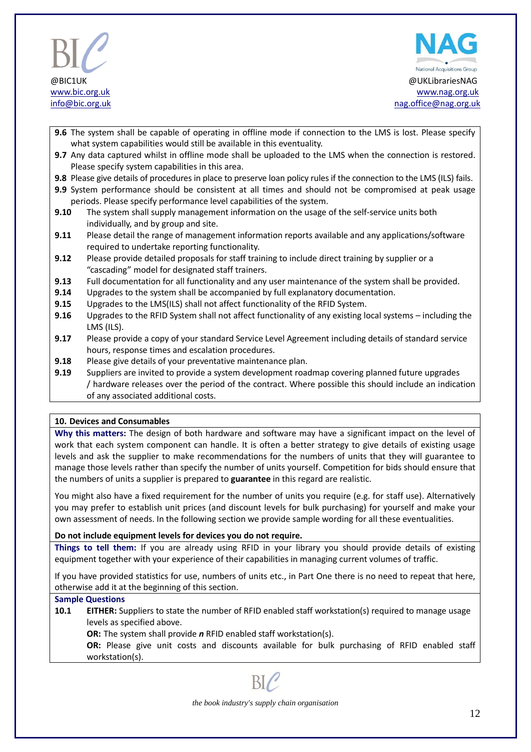**9.6** The system shall be capable of operating in offline mode if connection to the LMS is lost. Please specify what system capabilities would still be available in this eventuality.

**9.7** Any data captured whilst in offline mode shall be uploaded to the LMS when the connection is restored. Please specify system capabilities in this area.

**9.8** Please give details of procedures in place to preserve loan policy rules if the connection to the LMS (ILS) fails.

**9.9** System performance should be consistent at all times and should not be compromised at peak usage periods. Please specify performance level capabilities of the system.

**9.10** The system shall supply management information on the usage of the self-service units both individually, and by group and site.

**9.11** Please detail the range of management information reports available and any applications/software required to undertake reporting functionality.

**9.12** Please provide detailed proposals for staff training to include direct training by supplier or a "cascading" model for designated staff trainers.

**9.13** Full documentation for all functionality and any user maintenance of the system shall be provided.

**9.14** Upgrades to the system shall be accompanied by full explanatory documentation.

**9.15** Upgrades to the LMS(ILS) shall not affect functionality of the RFID System.

**9.16** Upgrades to the RFID System shall not affect functionality of any existing local systems – including the LMS (ILS).

**9.17** Please provide a copy of your standard Service Level Agreement including details of standard service hours, response times and escalation procedures.

**9.18** Please give details of your preventative maintenance plan.

**9.19** Suppliers are invited to provide a system development roadmap covering planned future upgrades / hardware releases over the period of the contract. Where possible this should include an indication of any associated additional costs.

## 10. Devices and Consumables

**Why this matters:** The design of both hardware and software may have a significant impact on the level of work that each system component can handle. It is often a better strategy to give details of existing usage levels and ask the supplier to make recommendations for the numbers of units that they will guarantee to manage those levels rather than specify the number of units yourself. Competition for bids should ensure that the numbers of units a supplier is prepared to **guarantee** in this regard are realistic.

You might also have a fixed requirement for the number of units you require (e.g. for staff use). Alternatively you may prefer to establish unit prices (and discount levels for bulk purchasing) for yourself and make your own assessment of needs. In the following section we provide sample wording for all these eventualities.

**Do not include equipment levels for devices you do not require.**

**Things to tell them:** If you are already using RFID in your library you should provide details of existing equipment together with your experience of their capabilities in managing current volumes of traffic.

If you have provided statistics for use, numbers of units etc., in Part One there is no need to repeat that here, otherwise add it at the beginning of this section.

**Sample Questions**

**10.1** **EITHER:** Suppliers to state the number of RFID enabled staff workstation(s) required to manage usage levels as specified above.

**OR:** The system shall provide ***n*** RFID enabled staff workstation(s).

**OR:** Please give unit costs and discounts available for bulk purchasing of RFID enabled staff workstation(s).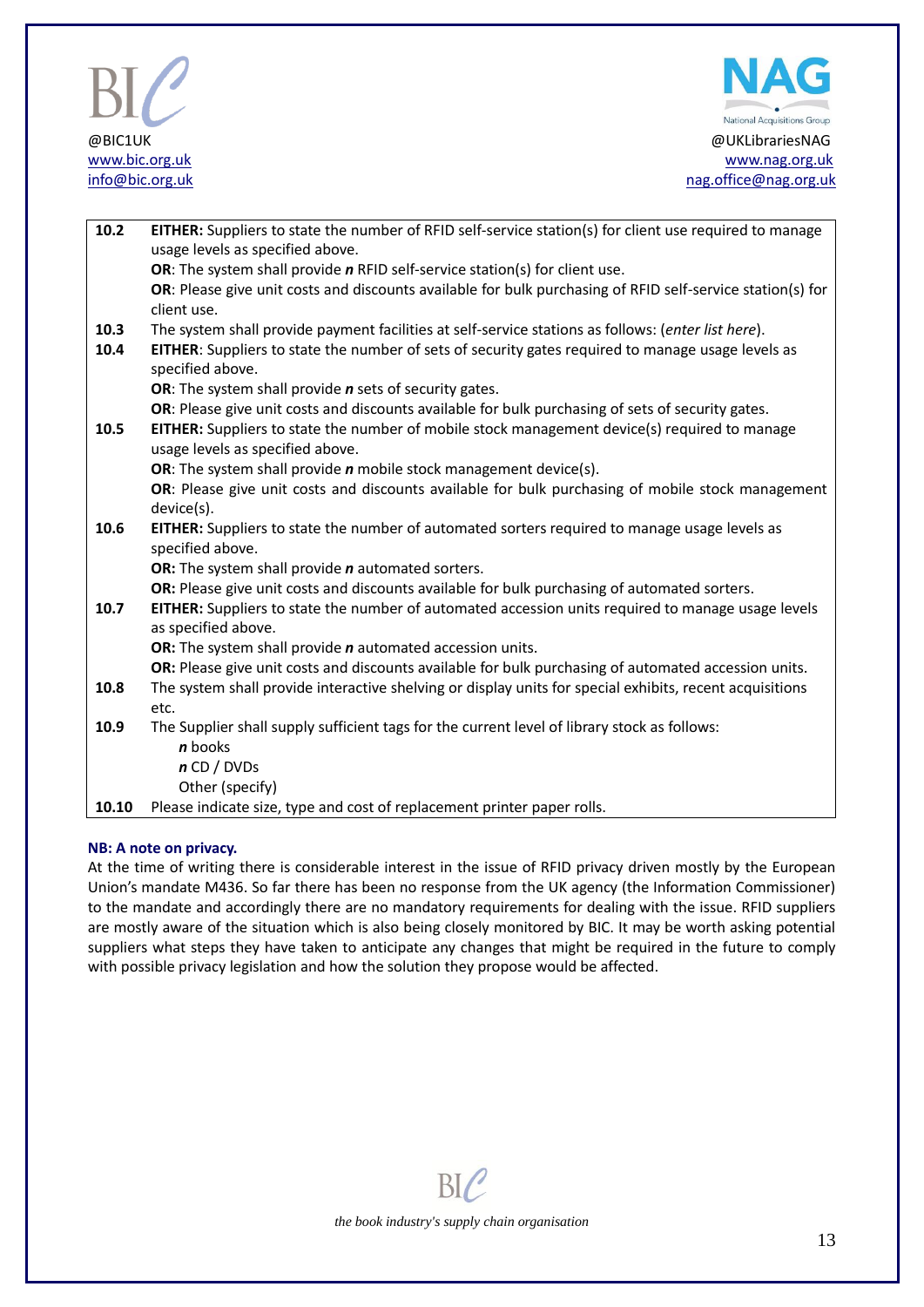| | |
|---|---|
| **10.2** | **EITHER:** Suppliers to state the number of RFID self-service station(s) for client use required to manage usage levels as specified above.<br>**OR**: The system shall provide ***n*** RFID self-service station(s) for client use.<br>**OR**: Please give unit costs and discounts available for bulk purchasing of RFID self-service station(s) for client use. |
| **10.3** | The system shall provide payment facilities at self-service stations as follows: (*enter list here*). |
| **10.4** | **EITHER**: Suppliers to state the number of sets of security gates required to manage usage levels as specified above.<br>**OR**: The system shall provide ***n*** sets of security gates.<br>**OR**: Please give unit costs and discounts available for bulk purchasing of sets of security gates. |
| **10.5** | **EITHER:** Suppliers to state the number of mobile stock management device(s) required to manage usage levels as specified above.<br>**OR**: The system shall provide ***n*** mobile stock management device(s).<br>**OR**: Please give unit costs and discounts available for bulk purchasing of mobile stock management device(s). |
| **10.6** | **EITHER:** Suppliers to state the number of automated sorters required to manage usage levels as specified above.<br>**OR:** The system shall provide ***n*** automated sorters.<br>**OR:** Please give unit costs and discounts available for bulk purchasing of automated sorters. |
| **10.7** | **EITHER:** Suppliers to state the number of automated accession units required to manage usage levels as specified above.<br>**OR:** The system shall provide ***n*** automated accession units.<br>**OR:** Please give unit costs and discounts available for bulk purchasing of automated accession units. |
| **10.8** | The system shall provide interactive shelving or display units for special exhibits, recent acquisitions etc. |
| **10.9** | The Supplier shall supply sufficient tags for the current level of library stock as follows:<br>***n*** books<br>***n*** CD / DVDs<br>Other (specify) |
| **10.10** | Please indicate size, type and cost of replacement printer paper rolls. |

**NB: A note on privacy.**

At the time of writing there is considerable interest in the issue of RFID privacy driven mostly by the European Union's mandate M436. So far there has been no response from the UK agency (the Information Commissioner) to the mandate and accordingly there are no mandatory requirements for dealing with the issue. RFID suppliers are mostly aware of the situation which is also being closely monitored by BIC. It may be worth asking potential suppliers what steps they have taken to anticipate any changes that might be required in the future to comply with possible privacy legislation and how the solution they propose would be affected.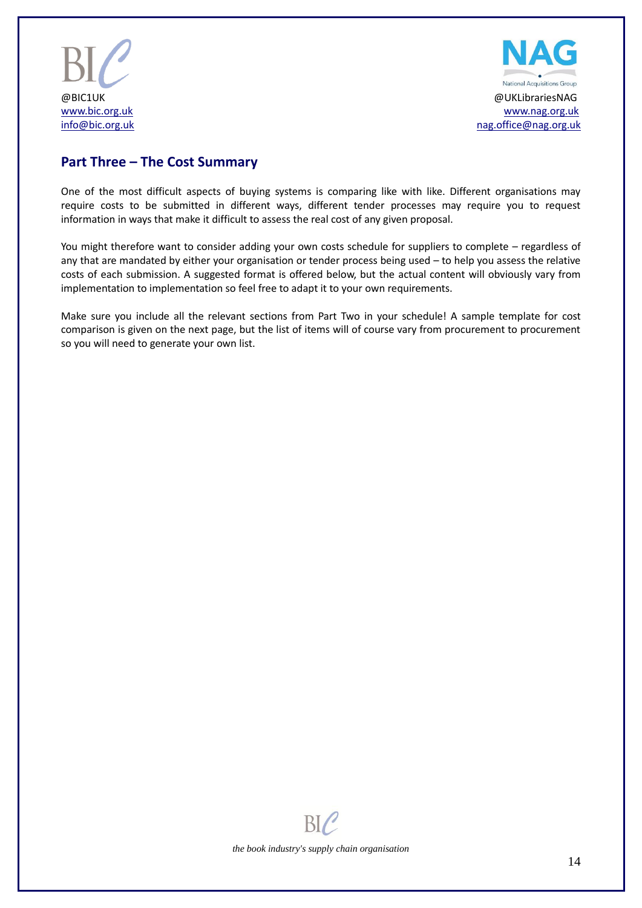## Part Three – The Cost Summary

One of the most difficult aspects of buying systems is comparing like with like. Different organisations may require costs to be submitted in different ways, different tender processes may require you to request information in ways that make it difficult to assess the real cost of any given proposal.

You might therefore want to consider adding your own costs schedule for suppliers to complete – regardless of any that are mandated by either your organisation or tender process being used – to help you assess the relative costs of each submission. A suggested format is offered below, but the actual content will obviously vary from implementation to implementation so feel free to adapt it to your own requirements.

Make sure you include all the relevant sections from Part Two in your schedule! A sample template for cost comparison is given on the next page, but the list of items will of course vary from procurement to procurement so you will need to generate your own list.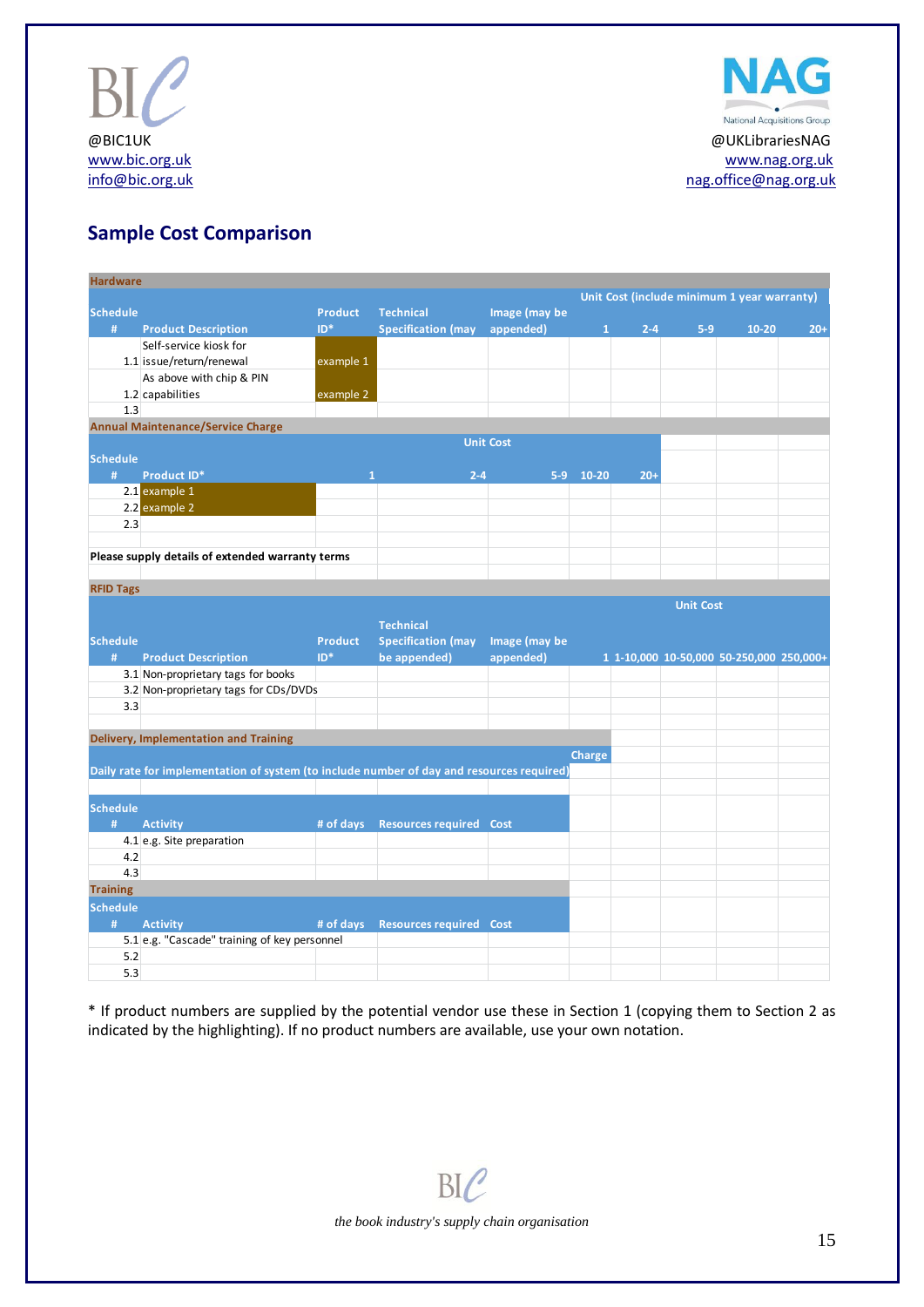@BIC1UK
www.bic.org.uk
info@bic.org.uk

@UKLibrariesNAG
www.nag.org.uk
nag.office@nag.org.uk

## Sample Cost Comparison

**Hardware**

| Schedule # | Product Description | Product ID* | Technical Specification (may | Image (may be appended) | Unit Cost (include minimum 1 year warranty) 1 | 2-4 | 5-9 | 10-20 | 20+ |
|---|---|---|---|---|---|---|---|---|---|
| 1.1 | Self-service kiosk for issue/return/renewal | example 1 | | | | | | | |
| 1.2 | As above with chip & PIN capabilities | example 2 | | | | | | | |
| 1.3 | | | | | | | | | |

**Annual Maintenance/Service Charge**

| Schedule # | Product ID* | Unit Cost 1 | 2-4 | 5-9 | 10-20 | 20+ |
|---|---|---|---|---|---|---|
| 2.1 | example 1 | | | | | |
| 2.2 | example 2 | | | | | |
| 2.3 | | | | | | |

**Please supply details of extended warranty terms**

**RFID Tags**

| Schedule # | Product Description | Product ID* | Technical Specification (may be appended) | Image (may be appended) | Unit Cost 1 | 1-10,000 | 10-50,000 | 50-250,000 | 250,000+ |
|---|---|---|---|---|---|---|---|---|---|
| 3.1 | Non-proprietary tags for books | | | | | | | | |
| 3.2 | Non-proprietary tags for CDs/DVDs | | | | | | | | |
| 3.3 | | | | | | | | | |

**Delivery, Implementation and Training**

| | Charge |
|---|---|
| Daily rate for implementation of system (to include number of day and resources required) | |

| Schedule # | Activity | # of days | Resources required | Cost |
|---|---|---|---|---|
| 4.1 | e.g. Site preparation | | | |
| 4.2 | | | | |
| 4.3 | | | | |

**Training**

| Schedule # | Activity | # of days | Resources required | Cost |
|---|---|---|---|---|
| 5.1 | e.g. "Cascade" training of key personnel | | | |
| 5.2 | | | | |
| 5.3 | | | | |

* If product numbers are supplied by the potential vendor use these in Section 1 (copying them to Section 2 as indicated by the highlighting). If no product numbers are available, use your own notation.

*the book industry's supply chain organisation*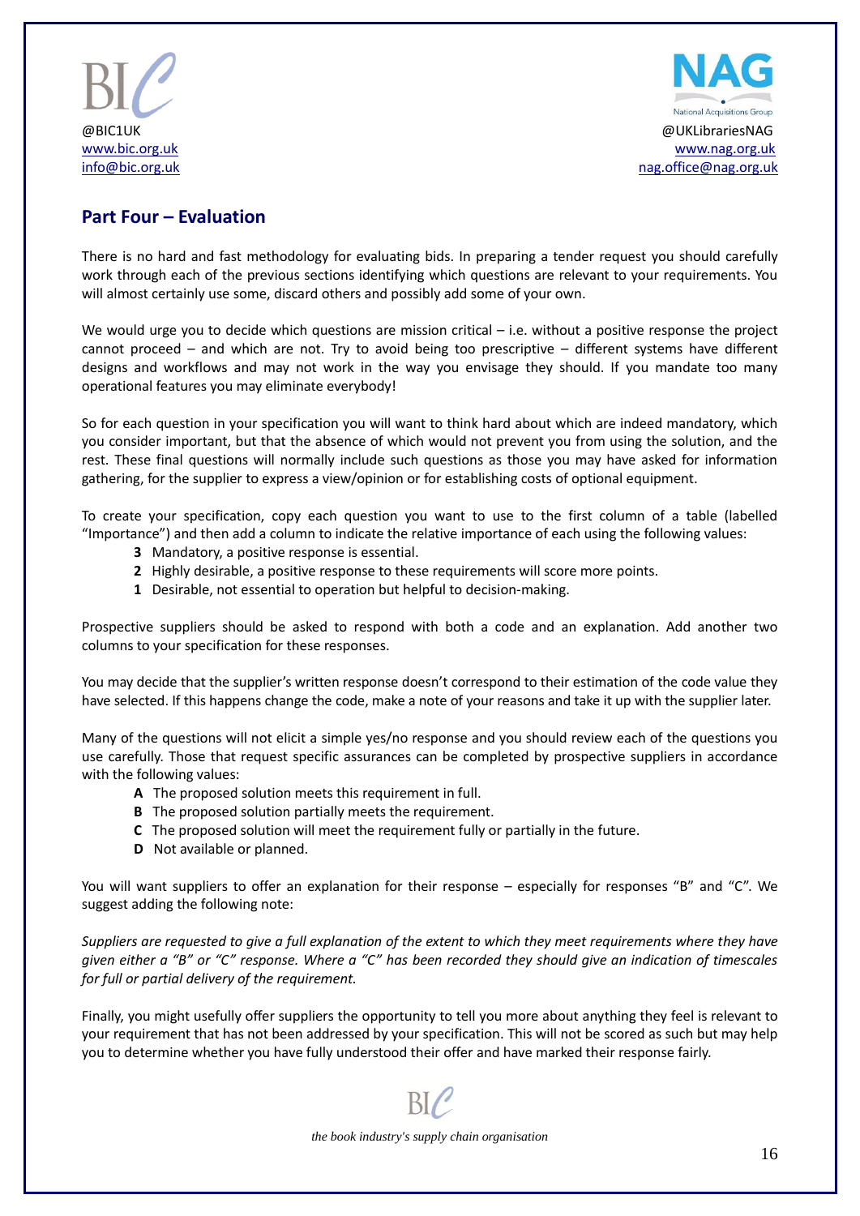## Part Four – Evaluation

There is no hard and fast methodology for evaluating bids. In preparing a tender request you should carefully work through each of the previous sections identifying which questions are relevant to your requirements. You will almost certainly use some, discard others and possibly add some of your own.

We would urge you to decide which questions are mission critical – i.e. without a positive response the project cannot proceed – and which are not. Try to avoid being too prescriptive – different systems have different designs and workflows and may not work in the way you envisage they should. If you mandate too many operational features you may eliminate everybody!

So for each question in your specification you will want to think hard about which are indeed mandatory, which you consider important, but that the absence of which would not prevent you from using the solution, and the rest. These final questions will normally include such questions as those you may have asked for information gathering, for the supplier to express a view/opinion or for establishing costs of optional equipment.

To create your specification, copy each question you want to use to the first column of a table (labelled "Importance") and then add a column to indicate the relative importance of each using the following values:

- **3** Mandatory, a positive response is essential.
- **2** Highly desirable, a positive response to these requirements will score more points.
- **1** Desirable, not essential to operation but helpful to decision-making.

Prospective suppliers should be asked to respond with both a code and an explanation. Add another two columns to your specification for these responses.

You may decide that the supplier's written response doesn't correspond to their estimation of the code value they have selected. If this happens change the code, make a note of your reasons and take it up with the supplier later.

Many of the questions will not elicit a simple yes/no response and you should review each of the questions you use carefully. Those that request specific assurances can be completed by prospective suppliers in accordance with the following values:

- **A** The proposed solution meets this requirement in full.
- **B** The proposed solution partially meets the requirement.
- **C** The proposed solution will meet the requirement fully or partially in the future.
- **D** Not available or planned.

You will want suppliers to offer an explanation for their response – especially for responses "B" and "C". We suggest adding the following note:

*Suppliers are requested to give a full explanation of the extent to which they meet requirements where they have given either a "B" or "C" response. Where a "C" has been recorded they should give an indication of timescales for full or partial delivery of the requirement.*

Finally, you might usefully offer suppliers the opportunity to tell you more about anything they feel is relevant to your requirement that has not been addressed by your specification. This will not be scored as such but may help you to determine whether you have fully understood their offer and have marked their response fairly.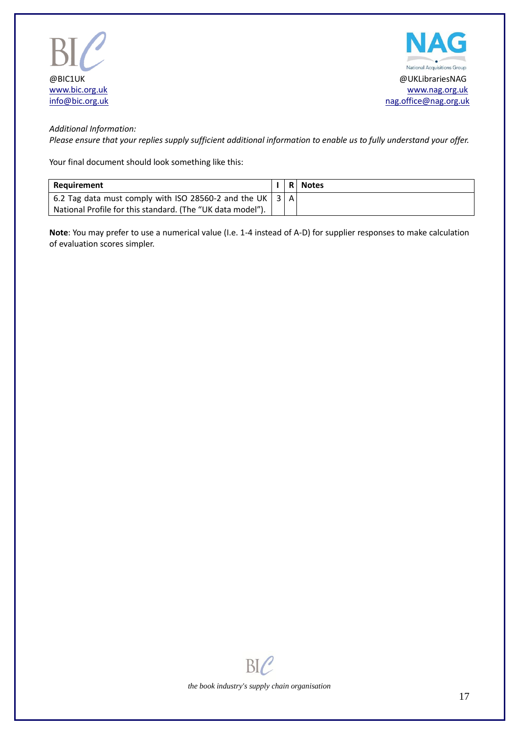*Additional Information:*
*Please ensure that your replies supply sufficient additional information to enable us to fully understand your offer.*

Your final document should look something like this:

| Requirement | I | R | Notes |
|---|---|---|---|
| 6.2 Tag data must comply with ISO 28560-2 and the UK National Profile for this standard. (The "UK data model"). | 3 | A | |

**Note**: You may prefer to use a numerical value (I.e. 1-4 instead of A-D) for supplier responses to make calculation of evaluation scores simpler.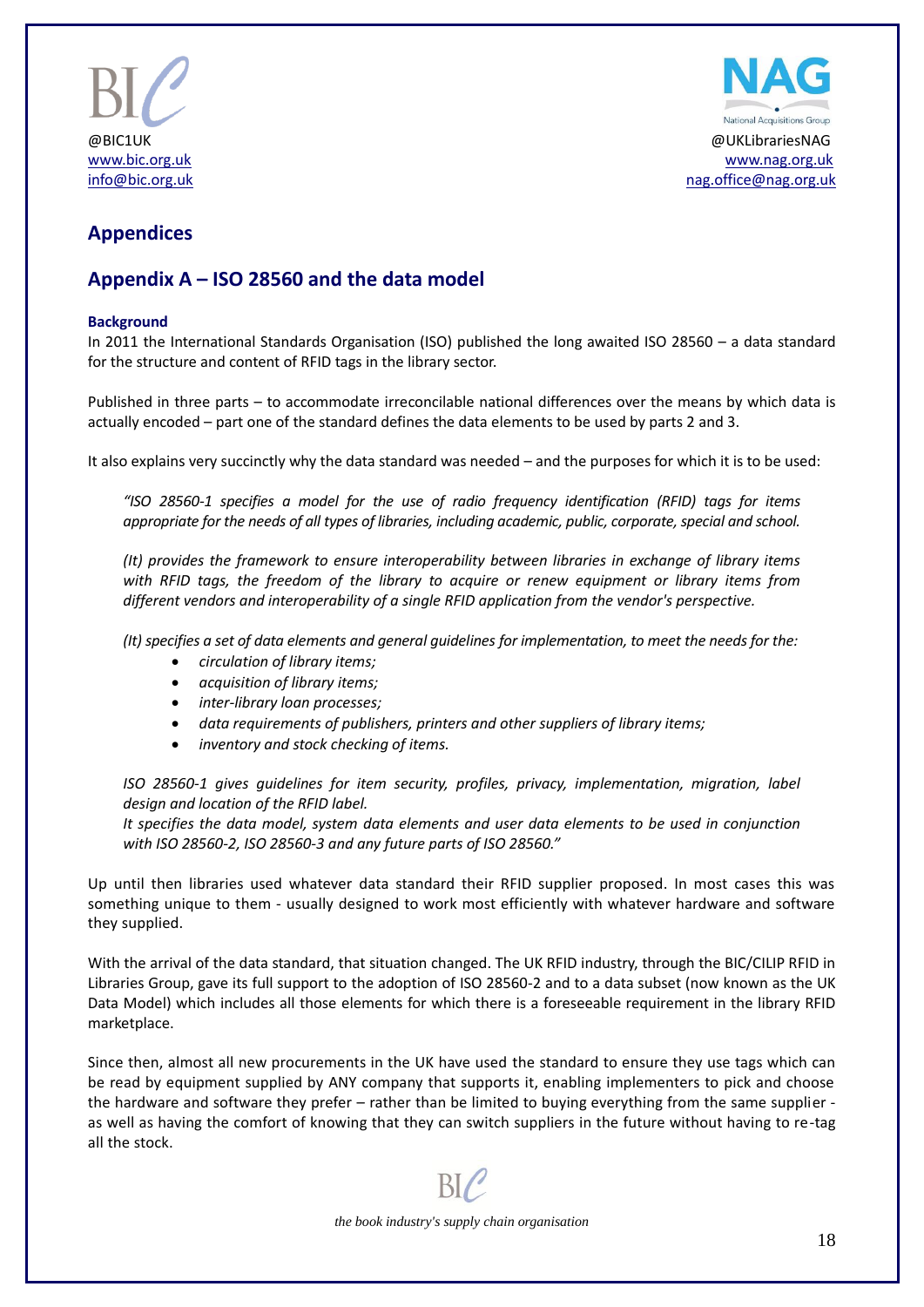## Appendices

## Appendix A – ISO 28560 and the data model

**Background**

In 2011 the International Standards Organisation (ISO) published the long awaited ISO 28560 – a data standard for the structure and content of RFID tags in the library sector.

Published in three parts – to accommodate irreconcilable national differences over the means by which data is actually encoded – part one of the standard defines the data elements to be used by parts 2 and 3.

It also explains very succinctly why the data standard was needed – and the purposes for which it is to be used:

> *"ISO 28560-1 specifies a model for the use of radio frequency identification (RFID) tags for items appropriate for the needs of all types of libraries, including academic, public, corporate, special and school.*
>
> *(It) provides the framework to ensure interoperability between libraries in exchange of library items with RFID tags, the freedom of the library to acquire or renew equipment or library items from different vendors and interoperability of a single RFID application from the vendor's perspective.*
>
> *(It) specifies a set of data elements and general guidelines for implementation, to meet the needs for the:*
>
> - *circulation of library items;*
> - *acquisition of library items;*
> - *inter-library loan processes;*
> - *data requirements of publishers, printers and other suppliers of library items;*
> - *inventory and stock checking of items.*
>
> *ISO 28560-1 gives guidelines for item security, profiles, privacy, implementation, migration, label design and location of the RFID label.*
> *It specifies the data model, system data elements and user data elements to be used in conjunction with ISO 28560-2, ISO 28560-3 and any future parts of ISO 28560."*

Up until then libraries used whatever data standard their RFID supplier proposed. In most cases this was something unique to them - usually designed to work most efficiently with whatever hardware and software they supplied.

With the arrival of the data standard, that situation changed. The UK RFID industry, through the BIC/CILIP RFID in Libraries Group, gave its full support to the adoption of ISO 28560-2 and to a data subset (now known as the UK Data Model) which includes all those elements for which there is a foreseeable requirement in the library RFID marketplace.

Since then, almost all new procurements in the UK have used the standard to ensure they use tags which can be read by equipment supplied by ANY company that supports it, enabling implementers to pick and choose the hardware and software they prefer – rather than be limited to buying everything from the same supplier - as well as having the comfort of knowing that they can switch suppliers in the future without having to re-tag all the stock.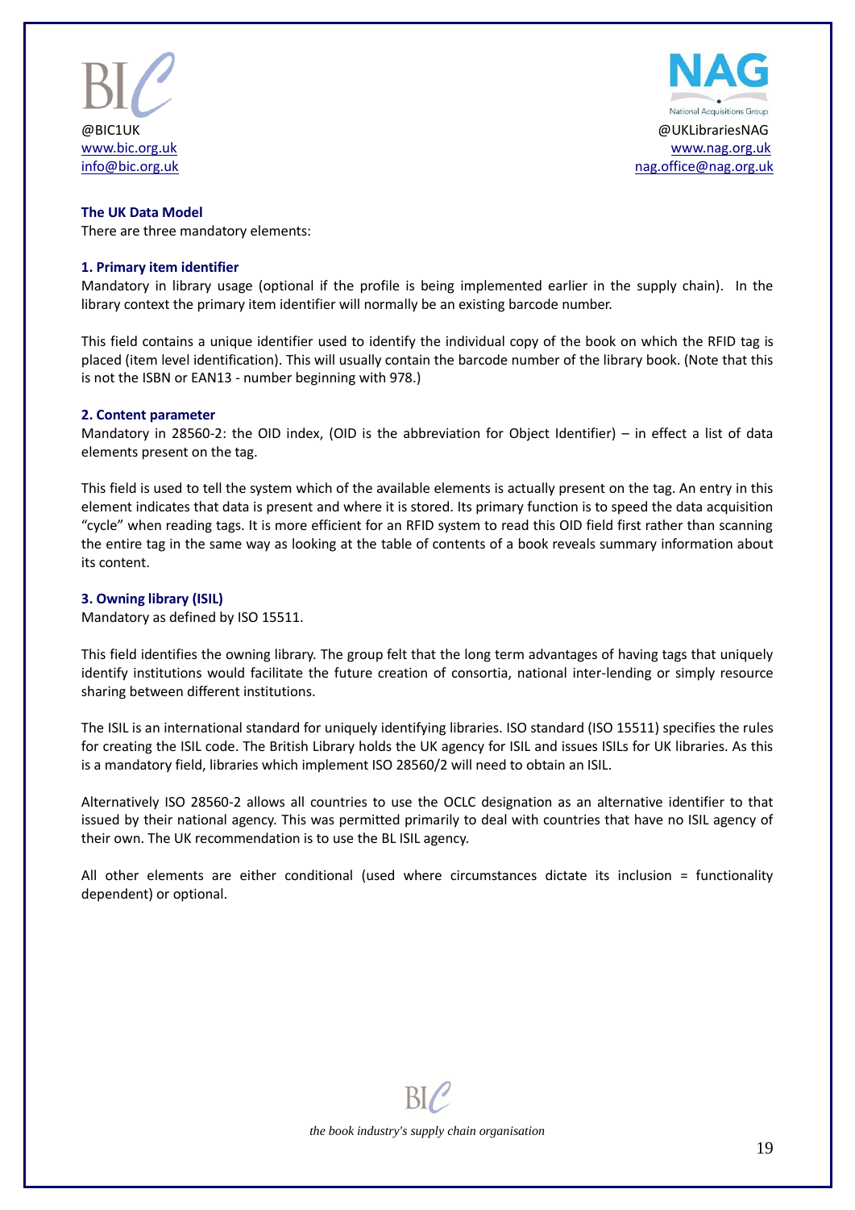### The UK Data Model

There are three mandatory elements:

#### 1. Primary item identifier

Mandatory in library usage (optional if the profile is being implemented earlier in the supply chain). In the library context the primary item identifier will normally be an existing barcode number.

This field contains a unique identifier used to identify the individual copy of the book on which the RFID tag is placed (item level identification). This will usually contain the barcode number of the library book. (Note that this is not the ISBN or EAN13 - number beginning with 978.)

#### 2. Content parameter

Mandatory in 28560-2: the OID index, (OID is the abbreviation for Object Identifier) – in effect a list of data elements present on the tag.

This field is used to tell the system which of the available elements is actually present on the tag. An entry in this element indicates that data is present and where it is stored. Its primary function is to speed the data acquisition "cycle" when reading tags. It is more efficient for an RFID system to read this OID field first rather than scanning the entire tag in the same way as looking at the table of contents of a book reveals summary information about its content.

#### 3. Owning library (ISIL)

Mandatory as defined by ISO 15511.

This field identifies the owning library. The group felt that the long term advantages of having tags that uniquely identify institutions would facilitate the future creation of consortia, national inter-lending or simply resource sharing between different institutions.

The ISIL is an international standard for uniquely identifying libraries. ISO standard (ISO 15511) specifies the rules for creating the ISIL code. The British Library holds the UK agency for ISIL and issues ISILs for UK libraries. As this is a mandatory field, libraries which implement ISO 28560/2 will need to obtain an ISIL.

Alternatively ISO 28560-2 allows all countries to use the OCLC designation as an alternative identifier to that issued by their national agency. This was permitted primarily to deal with countries that have no ISIL agency of their own. The UK recommendation is to use the BL ISIL agency.

All other elements are either conditional (used where circumstances dictate its inclusion = functionality dependent) or optional.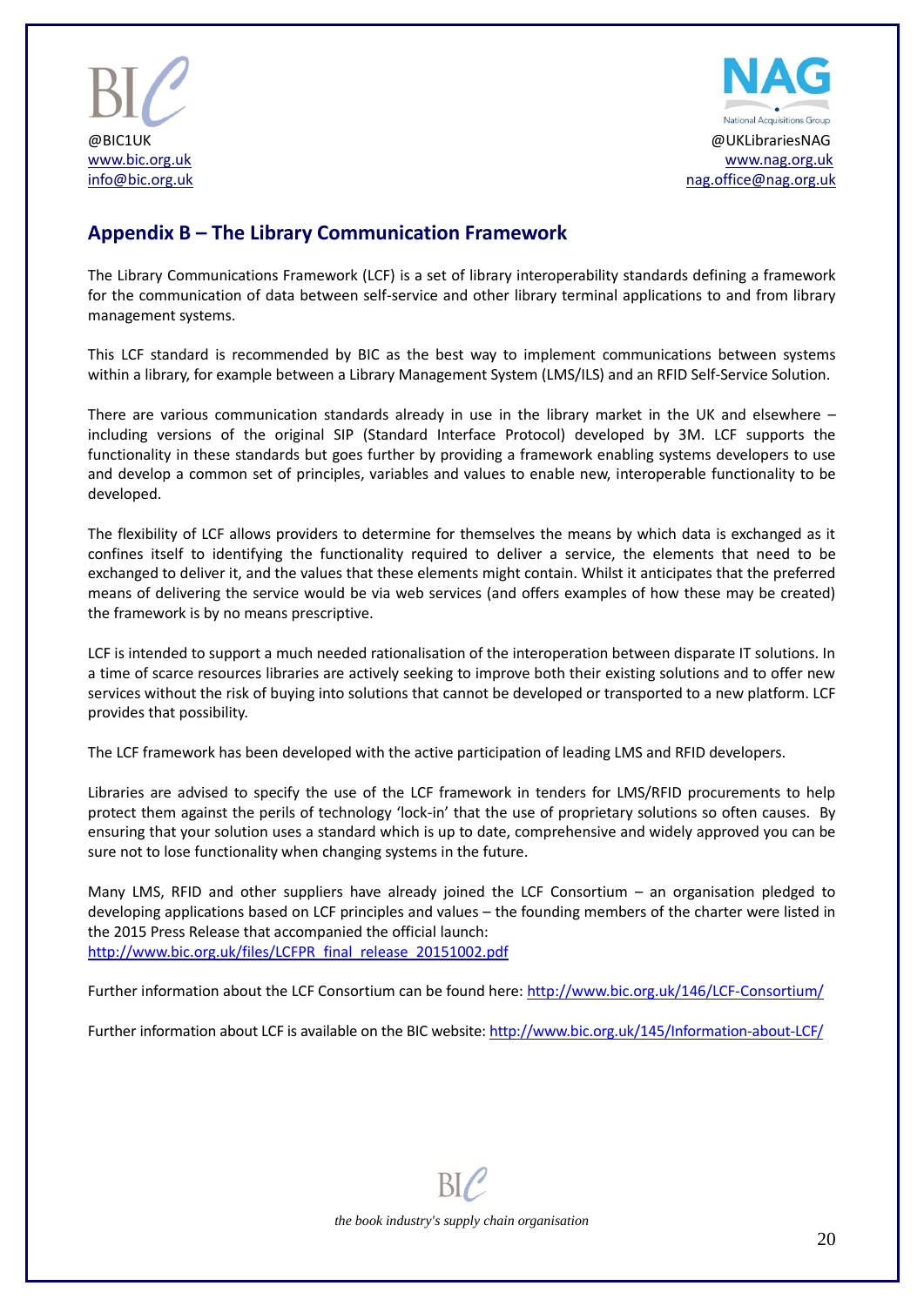## Appendix B – The Library Communication Framework

The Library Communications Framework (LCF) is a set of library interoperability standards defining a framework for the communication of data between self-service and other library terminal applications to and from library management systems.

This LCF standard is recommended by BIC as the best way to implement communications between systems within a library, for example between a Library Management System (LMS/ILS) and an RFID Self-Service Solution.

There are various communication standards already in use in the library market in the UK and elsewhere – including versions of the original SIP (Standard Interface Protocol) developed by 3M. LCF supports the functionality in these standards but goes further by providing a framework enabling systems developers to use and develop a common set of principles, variables and values to enable new, interoperable functionality to be developed.

The flexibility of LCF allows providers to determine for themselves the means by which data is exchanged as it confines itself to identifying the functionality required to deliver a service, the elements that need to be exchanged to deliver it, and the values that these elements might contain. Whilst it anticipates that the preferred means of delivering the service would be via web services (and offers examples of how these may be created) the framework is by no means prescriptive.

LCF is intended to support a much needed rationalisation of the interoperation between disparate IT solutions. In a time of scarce resources libraries are actively seeking to improve both their existing solutions and to offer new services without the risk of buying into solutions that cannot be developed or transported to a new platform. LCF provides that possibility.

The LCF framework has been developed with the active participation of leading LMS and RFID developers.

Libraries are advised to specify the use of the LCF framework in tenders for LMS/RFID procurements to help protect them against the perils of technology 'lock-in' that the use of proprietary solutions so often causes. By ensuring that your solution uses a standard which is up to date, comprehensive and widely approved you can be sure not to lose functionality when changing systems in the future.

Many LMS, RFID and other suppliers have already joined the LCF Consortium – an organisation pledged to developing applications based on LCF principles and values – the founding members of the charter were listed in the 2015 Press Release that accompanied the official launch:
http://www.bic.org.uk/files/LCFPR_final_release_20151002.pdf

Further information about the LCF Consortium can be found here: http://www.bic.org.uk/146/LCF-Consortium/

Further information about LCF is available on the BIC website: http://www.bic.org.uk/145/Information-about-LCF/